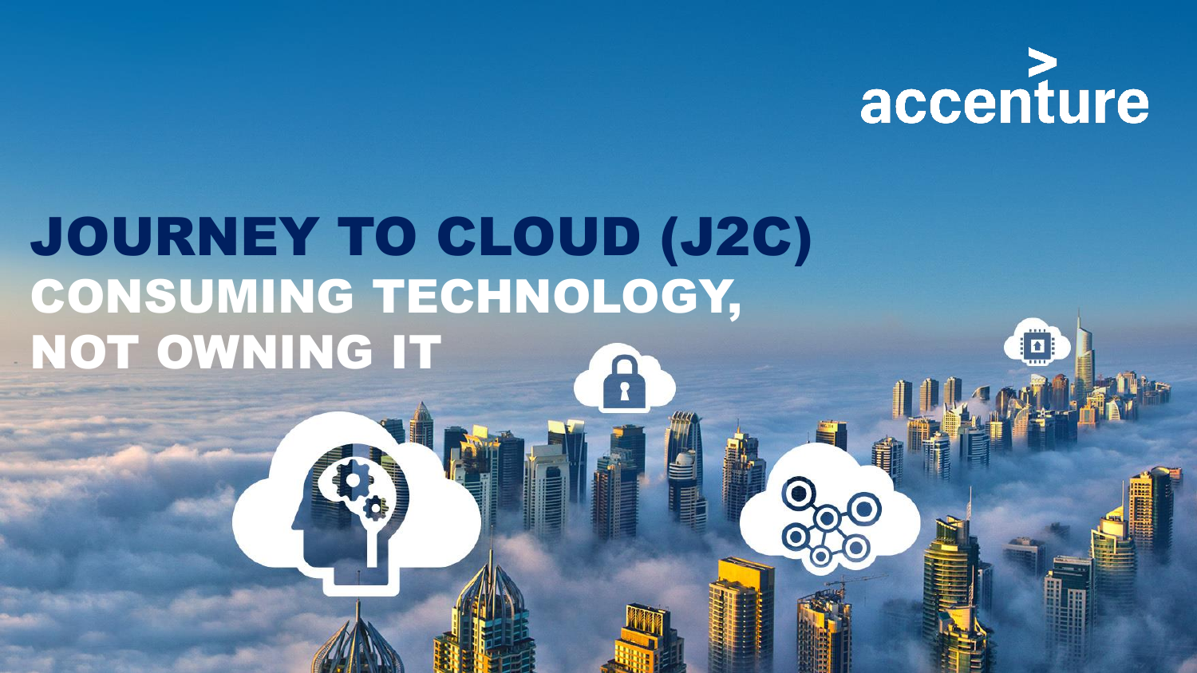accenture

# JOURNEY TO CLOUD (J2C)

## CONSUMING TECHNOLOGY, NOT OWNING IT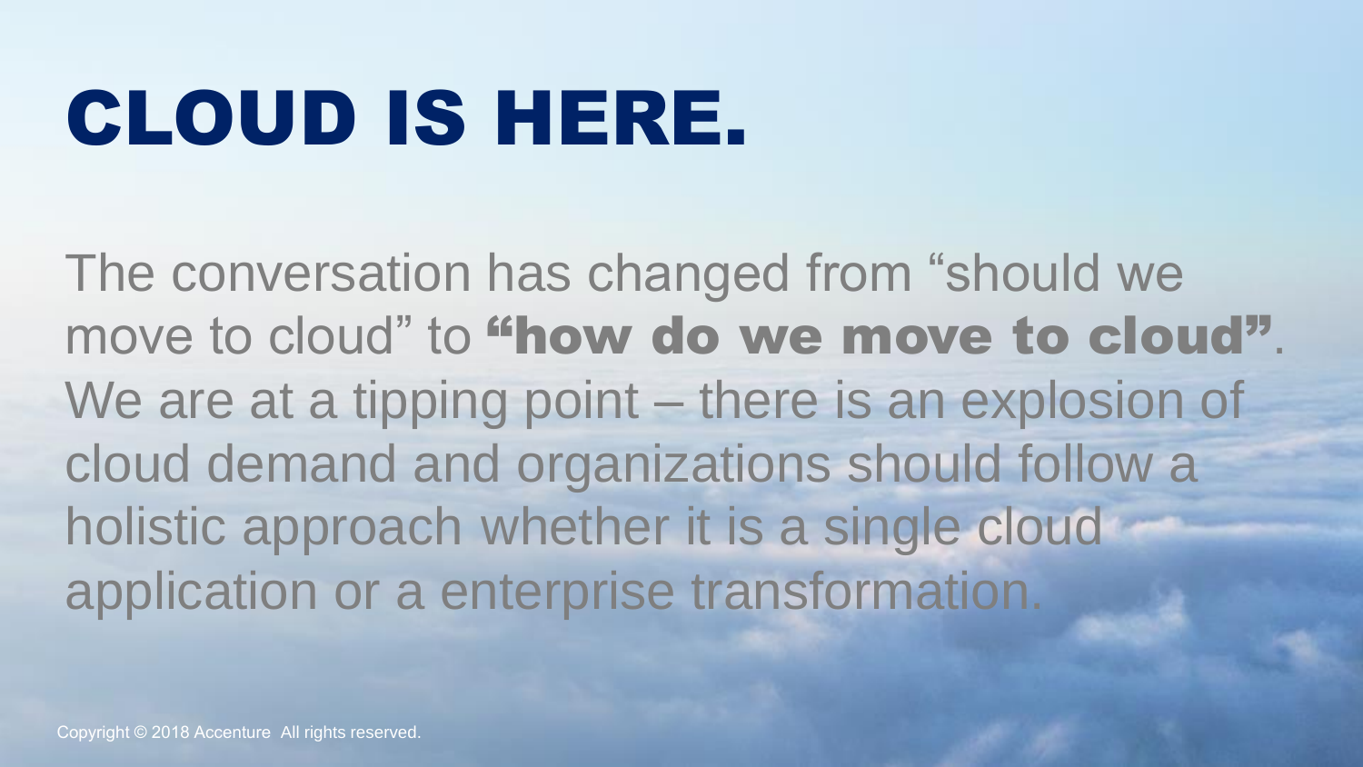# CLOUD IS HERE.

The conversation has changed from “should we move to cloud” to **“how do we move to cloud”**. We are at a tipping point – there is an explosion of cloud demand and organizations should follow a holistic approach whether it is a single cloud application or a enterprise transformation.

Copyright © 2018 Accenture All rights reserved.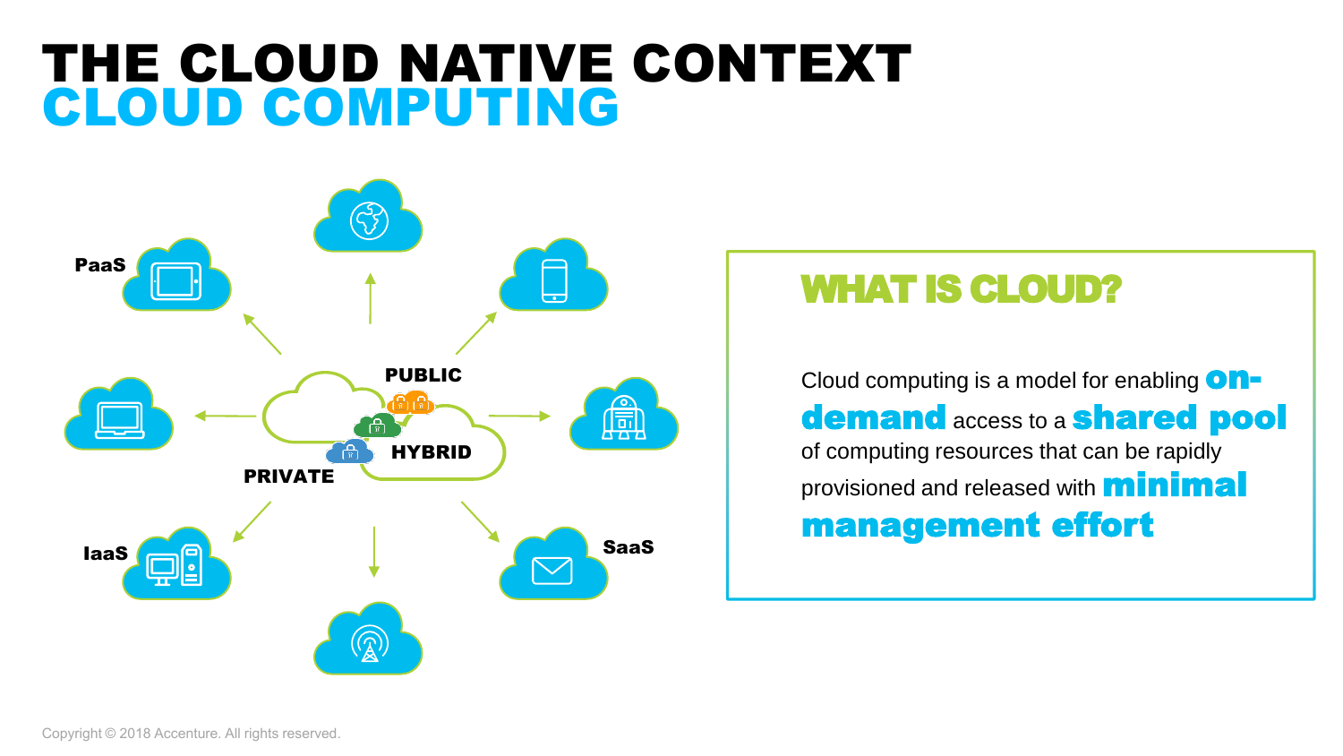# THE CLOUD NATIVE CONTEXT
## CLOUD COMPUTING

PaaS

PUBLIC

HYBRID

PRIVATE

IaaS

SaaS

### WHAT IS CLOUD?

Cloud computing is a model for enabling **on-demand** access to a **shared pool** of computing resources that can be rapidly provisioned and released with **minimal management effort**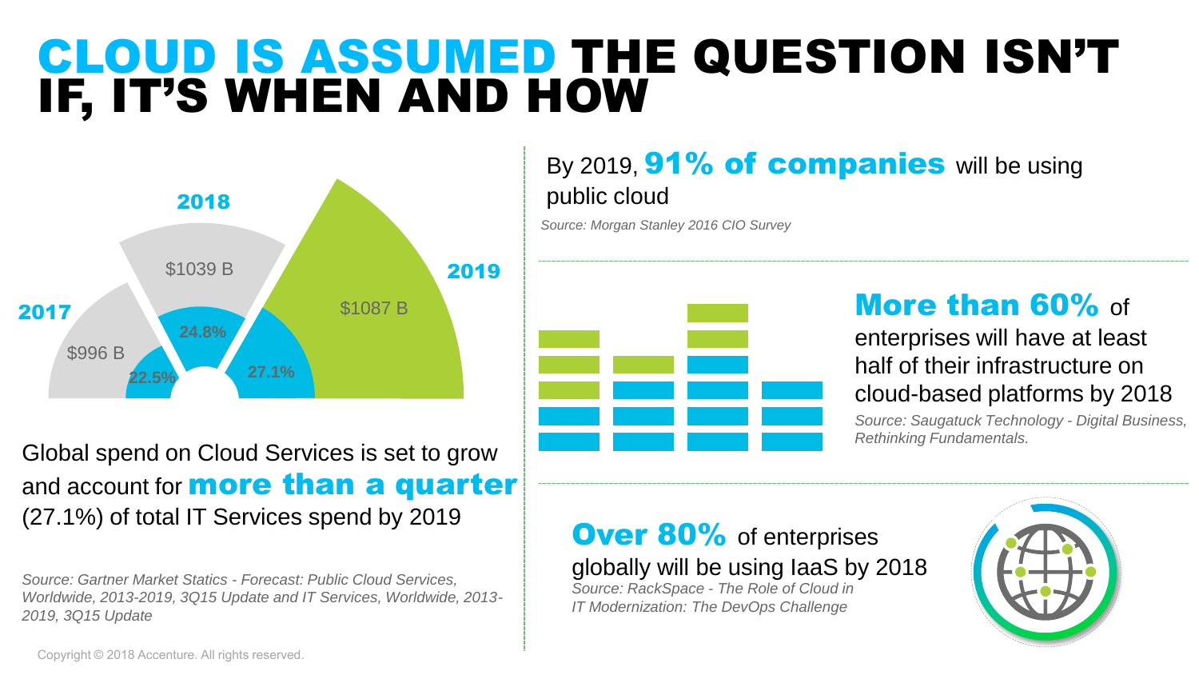# CLOUD IS ASSUMED THE QUESTION ISN'T IF, IT'S WHEN AND HOW

| Year | Total IT Services spend | Cloud share |
|---|---|---|
| 2017 | $996 B | 22.5% |
| 2018 | $1039 B | 24.8% |
| 2019 | $1087 B | 27.1% |

Global spend on Cloud Services is set to grow and account for **more than a quarter** (27.1%) of total IT Services spend by 2019

*Source: Gartner Market Statics - Forecast: Public Cloud Services, Worldwide, 2013-2019, 3Q15 Update and IT Services, Worldwide, 2013-2019, 3Q15 Update*

By 2019, **91% of companies** will be using public cloud

*Source: Morgan Stanley 2016 CIO Survey*

**More than 60%** of enterprises will have at least half of their infrastructure on cloud-based platforms by 2018

*Source: Saugatuck Technology - Digital Business, Rethinking Fundamentals.*

**Over 80%** of enterprises globally will be using IaaS by 2018

*Source: RackSpace - The Role of Cloud in IT Modernization: The DevOps Challenge*

Copyright © 2018 Accenture. All rights reserved.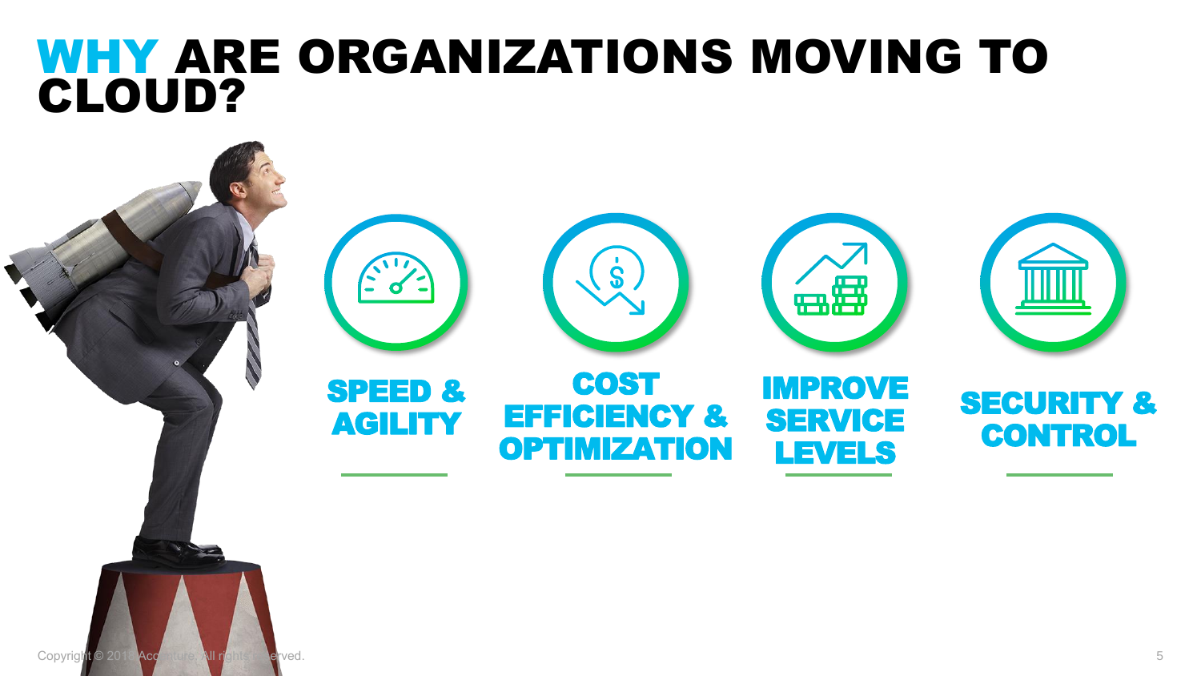# WHY ARE ORGANIZATIONS MOVING TO CLOUD?

- **SPEED & AGILITY**
- **COST EFFICIENCY & OPTIMIZATION**
- **IMPROVE SERVICE LEVELS**
- **SECURITY & CONTROL**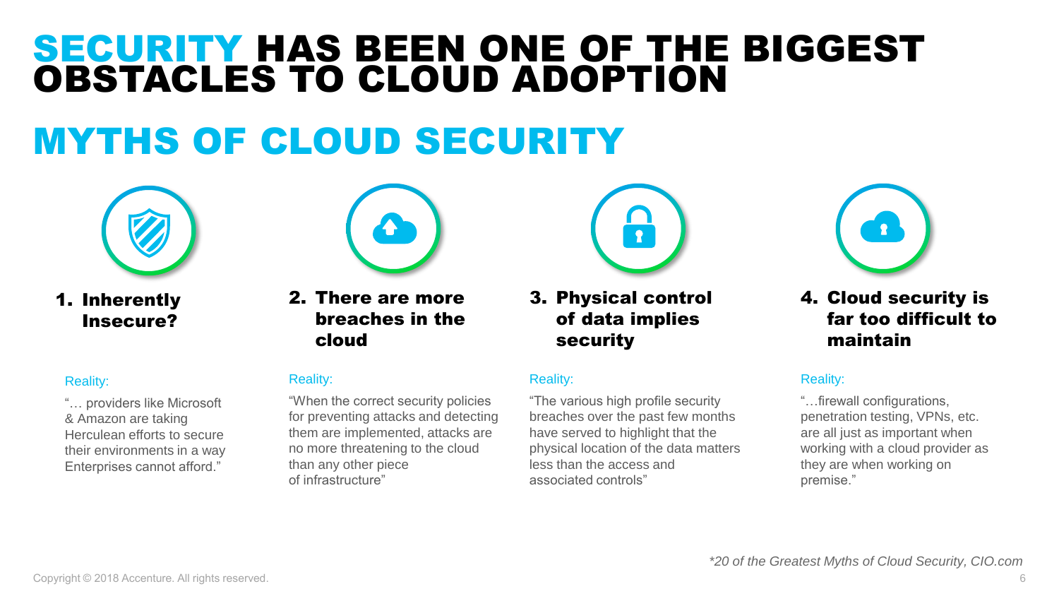# SECURITY HAS BEEN ONE OF THE BIGGEST OBSTACLES TO CLOUD ADOPTION

## MYTHS OF CLOUD SECURITY

### 1. Inherently Insecure?

Reality:

"… providers like Microsoft & Amazon are taking Herculean efforts to secure their environments in a way Enterprises cannot afford."

### 2. There are more breaches in the cloud

Reality:

"When the correct security policies for preventing attacks and detecting them are implemented, attacks are no more threatening to the cloud than any other piece of infrastructure"

### 3. Physical control of data implies security

Reality:

"The various high profile security breaches over the past few months have served to highlight that the physical location of the data matters less than the access and associated controls"

### 4. Cloud security is far too difficult to maintain

Reality:

"…firewall configurations, penetration testing, VPNs, etc. are all just as important when working with a cloud provider as they are when working on premise."

*\*20 of the Greatest Myths of Cloud Security, CIO.com*

Copyright © 2018 Accenture. All rights reserved.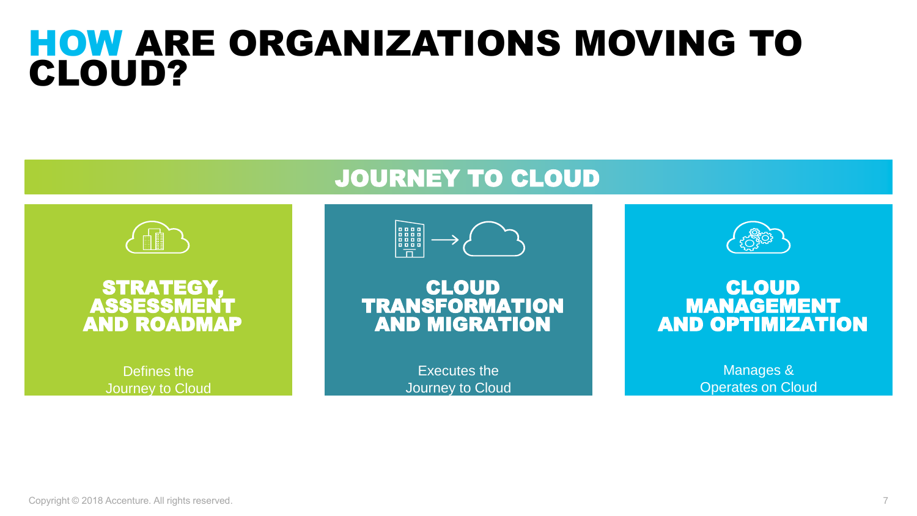# HOW ARE ORGANIZATIONS MOVING TO CLOUD?

## JOURNEY TO CLOUD

### STRATEGY, ASSESSMENT AND ROADMAP

Defines the Journey to Cloud

### CLOUD TRANSFORMATION AND MIGRATION

Executes the Journey to Cloud

### CLOUD MANAGEMENT AND OPTIMIZATION

Manages & Operates on Cloud

Copyright © 2018 Accenture. All rights reserved.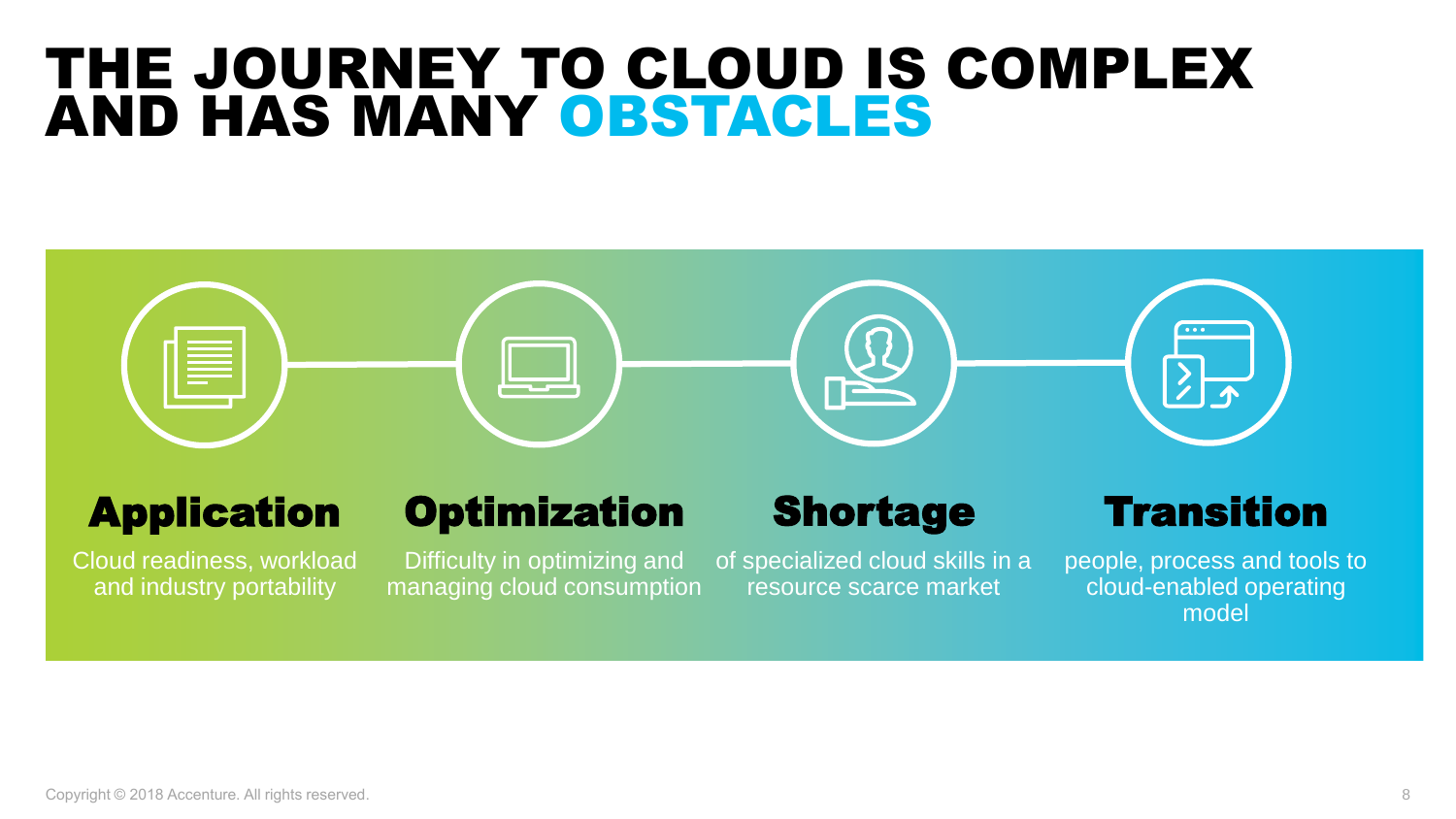# THE JOURNEY TO CLOUD IS COMPLEX AND HAS MANY OBSTACLES

### Application

Cloud readiness, workload and industry portability

### Optimization

Difficulty in optimizing and managing cloud consumption

### Shortage

of specialized cloud skills in a resource scarce market

### Transition

people, process and tools to cloud-enabled operating model

Copyright © 2018 Accenture. All rights reserved.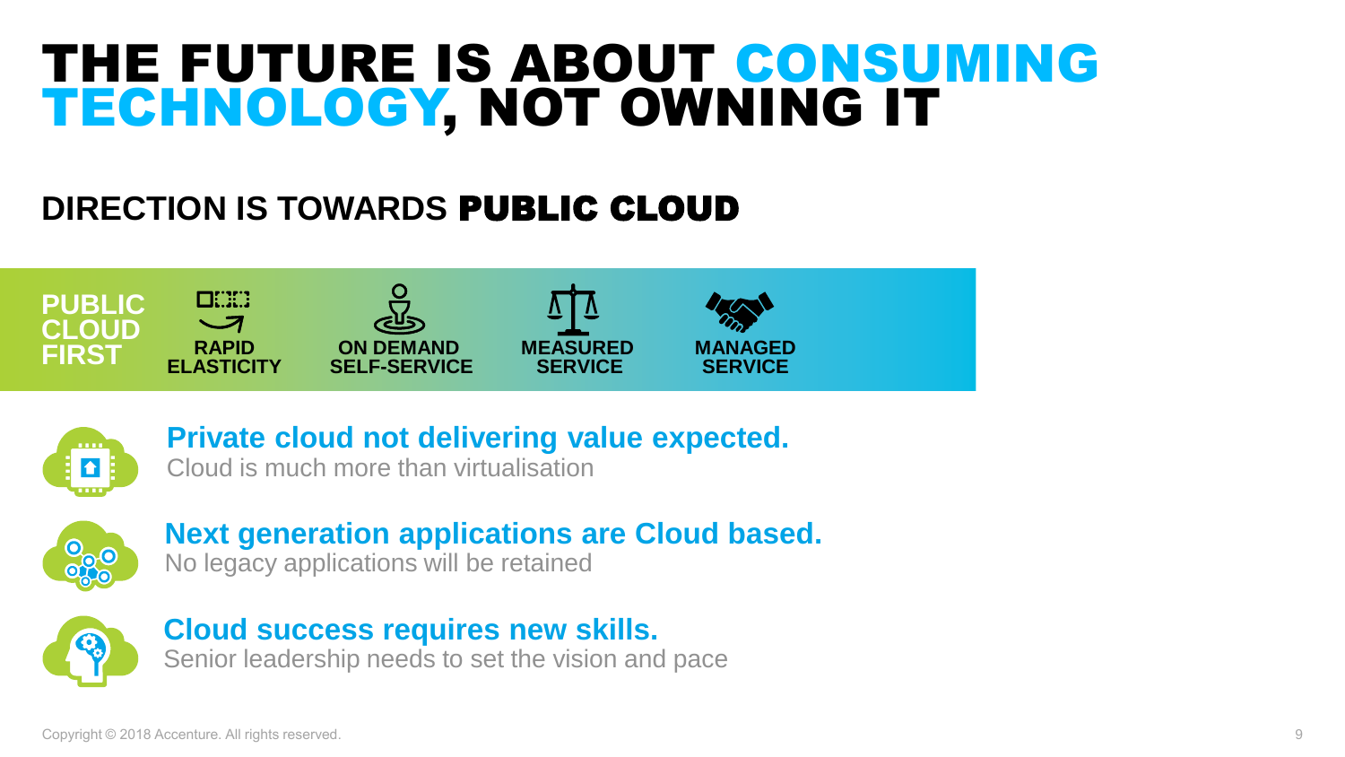# THE FUTURE IS ABOUT CONSUMING TECHNOLOGY, NOT OWNING IT

## DIRECTION IS TOWARDS PUBLIC CLOUD

**PUBLIC CLOUD FIRST**

- **RAPID ELASTICITY**
- **ON DEMAND SELF-SERVICE**
- **MEASURED SERVICE**
- **MANAGED SERVICE**

**Private cloud not delivering value expected.**
Cloud is much more than virtualisation

**Next generation applications are Cloud based.**
No legacy applications will be retained

**Cloud success requires new skills.**
Senior leadership needs to set the vision and pace

Copyright © 2018 Accenture. All rights reserved.